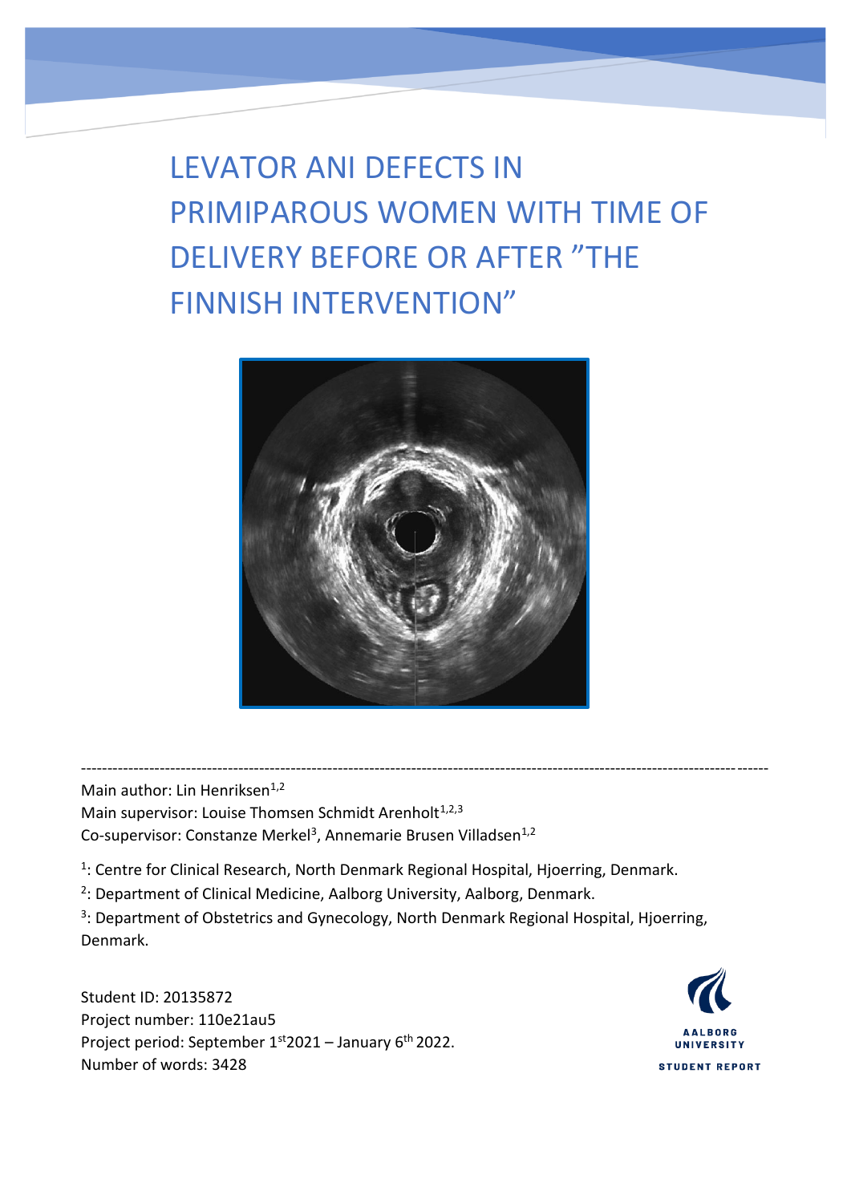# LEVATOR ANI DEFECTS IN PRIMIPAROUS WOMEN WITH TIME OF DELIVERY BEFORE OR AFTER "THE FINNISH INTERVENTION"

---

Main author: Lin Henriksen[1,2]

Main supervisor: Louise Thomsen Schmidt Arenholt[1,2,3]

Co-supervisor: Constanze Merkel[3], Annemarie Brusen Villadsen[1,2]

[1]: Centre for Clinical Research, North Denmark Regional Hospital, Hjoerring, Denmark.

[2]: Department of Clinical Medicine, Aalborg University, Aalborg, Denmark.

[3]: Department of Obstetrics and Gynecology, North Denmark Regional Hospital, Hjoerring, Denmark.

Student ID: 20135872

Project number: 110e21au5

Project period: September 1st 2021 – January 6th 2022.

Number of words: 3428

AALBORG UNIVERSITY

STUDENT REPORT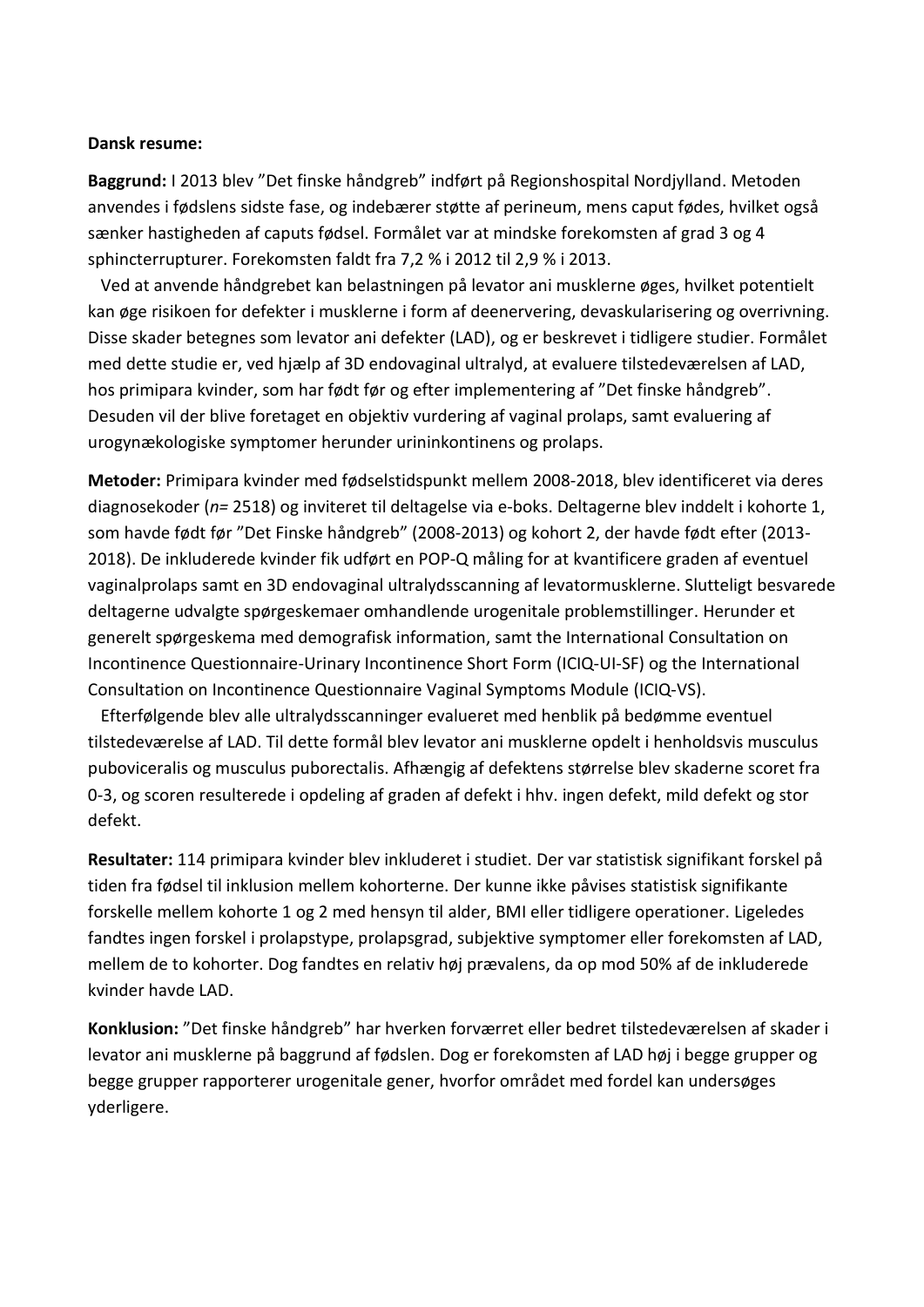**Dansk resume:**

**Baggrund:** I 2013 blev ”Det finske håndgreb” indført på Regionshospital Nordjylland. Metoden anvendes i fødslens sidste fase, og indebærer støtte af perineum, mens caput fødes, hvilket også sænker hastigheden af caputs fødsel. Formålet var at mindske forekomsten af grad 3 og 4 sphincterrupturer. Forekomsten faldt fra 7,2 % i 2012 til 2,9 % i 2013.

Ved at anvende håndgrebet kan belastningen på levator ani musklerne øges, hvilket potentielt kan øge risikoen for defekter i musklerne i form af deenervering, devaskularisering og overrivning. Disse skader betegnes som levator ani defekter (LAD), og er beskrevet i tidligere studier. Formålet med dette studie er, ved hjælp af 3D endovaginal ultralyd, at evaluere tilstedeværelsen af LAD, hos primipara kvinder, som har født før og efter implementering af ”Det finske håndgreb”. Desuden vil der blive foretaget en objektiv vurdering af vaginal prolaps, samt evaluering af urogynækologiske symptomer herunder urininkontinens og prolaps.

**Metoder:** Primipara kvinder med fødselstidspunkt mellem 2008-2018, blev identificeret via deres diagnosekoder (*n*= 2518) og inviteret til deltagelse via e-boks. Deltagerne blev inddelt i kohorte 1, som havde født før ”Det Finske håndgreb” (2008-2013) og kohort 2, der havde født efter (2013-2018). De inkluderede kvinder fik udført en POP-Q måling for at kvantificere graden af eventuel vaginalprolaps samt en 3D endovaginal ultralydsscanning af levatormusklerne. Slutteligt besvarede deltagerne udvalgte spørgeskemaer omhandlende urogenitale problemstillinger. Herunder et generelt spørgeskema med demografisk information, samt the International Consultation on Incontinence Questionnaire-Urinary Incontinence Short Form (ICIQ-UI-SF) og the International Consultation on Incontinence Questionnaire Vaginal Symptoms Module (ICIQ-VS).

Efterfølgende blev alle ultralydsscanninger evalueret med henblik på bedømme eventuel tilstedeværelse af LAD. Til dette formål blev levator ani musklerne opdelt i henholdsvis musculus puboviceralis og musculus puborectalis. Afhængig af defektens størrelse blev skaderne scoret fra 0-3, og scoren resulterede i opdeling af graden af defekt i hhv. ingen defekt, mild defekt og stor defekt.

**Resultater:** 114 primipara kvinder blev inkluderet i studiet. Der var statistisk signifikant forskel på tiden fra fødsel til inklusion mellem kohorterne. Der kunne ikke påvises statistisk signifikante forskelle mellem kohorte 1 og 2 med hensyn til alder, BMI eller tidligere operationer. Ligeledes fandtes ingen forskel i prolapstype, prolapsgrad, subjektive symptomer eller forekomsten af LAD, mellem de to kohorter. Dog fandtes en relativ høj prævalens, da op mod 50% af de inkluderede kvinder havde LAD.

**Konklusion:** ”Det finske håndgreb” har hverken forværret eller bedret tilstedeværelsen af skader i levator ani musklerne på baggrund af fødslen. Dog er forekomsten af LAD høj i begge grupper og begge grupper rapporterer urogenitale gener, hvorfor området med fordel kan undersøges yderligere.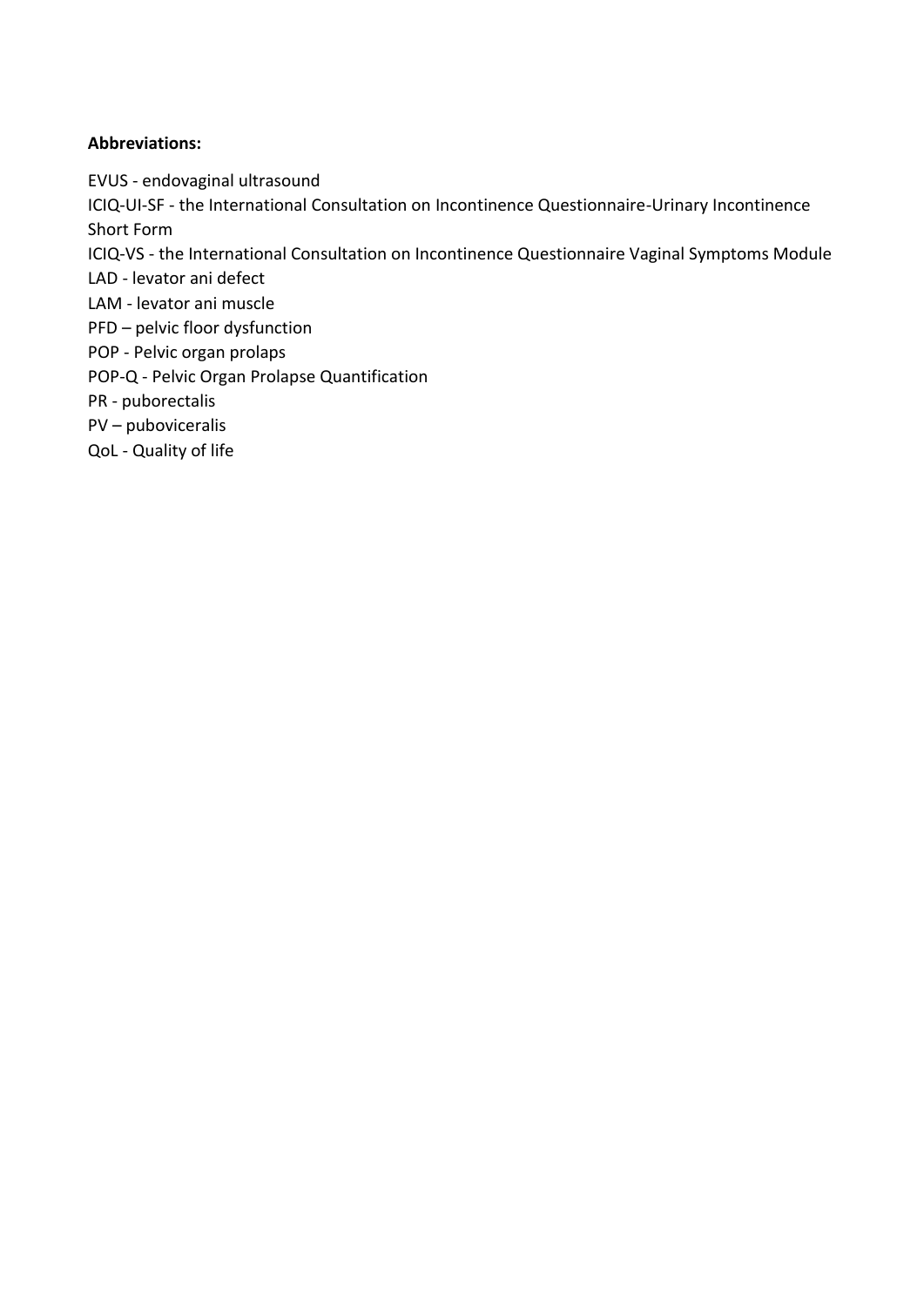**Abbreviations:**

EVUS - endovaginal ultrasound

ICIQ-UI-SF - the International Consultation on Incontinence Questionnaire-Urinary Incontinence Short Form

ICIQ-VS - the International Consultation on Incontinence Questionnaire Vaginal Symptoms Module

LAD - levator ani defect

LAM - levator ani muscle

PFD – pelvic floor dysfunction

POP - Pelvic organ prolaps

POP-Q - Pelvic Organ Prolapse Quantification

PR - puborectalis

PV – puboviceralis

QoL - Quality of life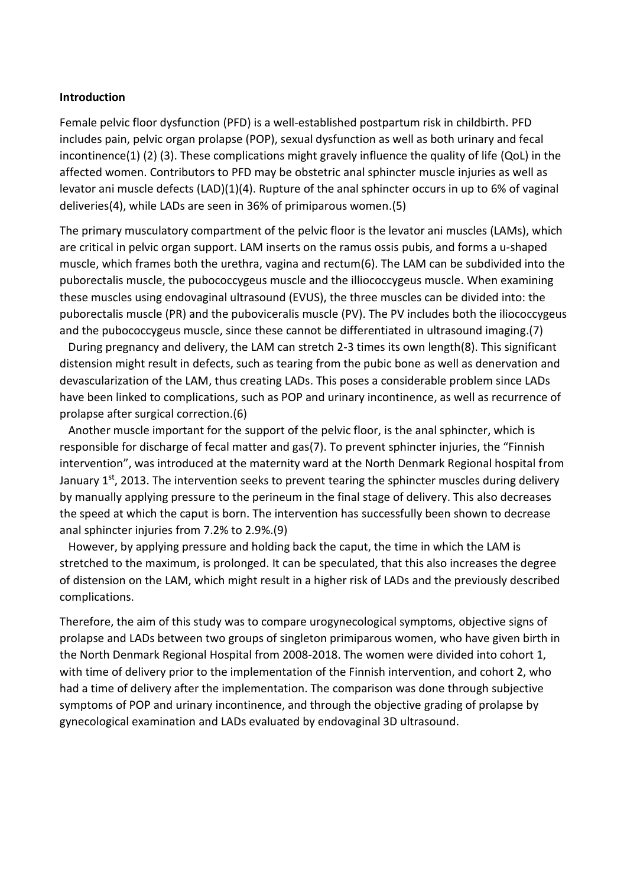**Introduction**

Female pelvic floor dysfunction (PFD) is a well-established postpartum risk in childbirth. PFD includes pain, pelvic organ prolapse (POP), sexual dysfunction as well as both urinary and fecal incontinence(1) (2) (3). These complications might gravely influence the quality of life (QoL) in the affected women. Contributors to PFD may be obstetric anal sphincter muscle injuries as well as levator ani muscle defects (LAD)(1)(4). Rupture of the anal sphincter occurs in up to 6% of vaginal deliveries(4), while LADs are seen in 36% of primiparous women.(5)

The primary musculatory compartment of the pelvic floor is the levator ani muscles (LAMs), which are critical in pelvic organ support. LAM inserts on the ramus ossis pubis, and forms a u-shaped muscle, which frames both the urethra, vagina and rectum(6). The LAM can be subdivided into the puborectalis muscle, the pubococcygeus muscle and the illiococcygeus muscle. When examining these muscles using endovaginal ultrasound (EVUS), the three muscles can be divided into: the puborectalis muscle (PR) and the puboviceralis muscle (PV). The PV includes both the iliococcygeus and the pubococcygeus muscle, since these cannot be differentiated in ultrasound imaging.(7)

During pregnancy and delivery, the LAM can stretch 2-3 times its own length(8). This significant distension might result in defects, such as tearing from the pubic bone as well as denervation and devascularization of the LAM, thus creating LADs. This poses a considerable problem since LADs have been linked to complications, such as POP and urinary incontinence, as well as recurrence of prolapse after surgical correction.(6)

Another muscle important for the support of the pelvic floor, is the anal sphincter, which is responsible for discharge of fecal matter and gas(7). To prevent sphincter injuries, the "Finnish intervention", was introduced at the maternity ward at the North Denmark Regional hospital from January 1st, 2013. The intervention seeks to prevent tearing the sphincter muscles during delivery by manually applying pressure to the perineum in the final stage of delivery. This also decreases the speed at which the caput is born. The intervention has successfully been shown to decrease anal sphincter injuries from 7.2% to 2.9%.(9)

However, by applying pressure and holding back the caput, the time in which the LAM is stretched to the maximum, is prolonged. It can be speculated, that this also increases the degree of distension on the LAM, which might result in a higher risk of LADs and the previously described complications.

Therefore, the aim of this study was to compare urogynecological symptoms, objective signs of prolapse and LADs between two groups of singleton primiparous women, who have given birth in the North Denmark Regional Hospital from 2008-2018. The women were divided into cohort 1, with time of delivery prior to the implementation of the Finnish intervention, and cohort 2, who had a time of delivery after the implementation. The comparison was done through subjective symptoms of POP and urinary incontinence, and through the objective grading of prolapse by gynecological examination and LADs evaluated by endovaginal 3D ultrasound.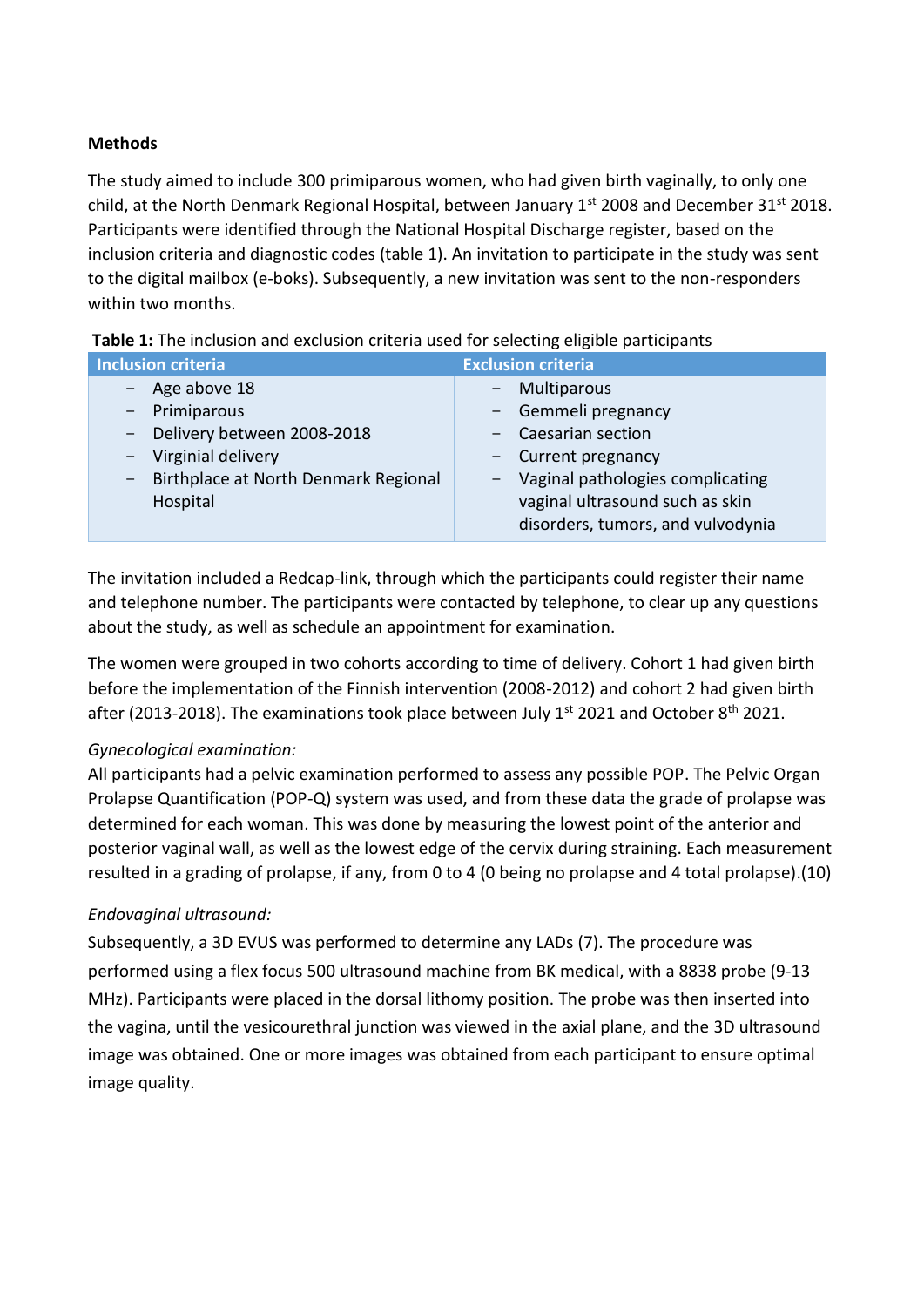**Methods**

The study aimed to include 300 primiparous women, who had given birth vaginally, to only one child, at the North Denmark Regional Hospital, between January 1st 2008 and December 31st 2018. Participants were identified through the National Hospital Discharge register, based on the inclusion criteria and diagnostic codes (table 1). An invitation to participate in the study was sent to the digital mailbox (e-boks). Subsequently, a new invitation was sent to the non-responders within two months.

**Table 1:** The inclusion and exclusion criteria used for selecting eligible participants

| Inclusion criteria | Exclusion criteria |
|---|---|
| - Age above 18<br>- Primiparous<br>- Delivery between 2008-2018<br>- Virginial delivery<br>- Birthplace at North Denmark Regional Hospital | - Multiparous<br>- Gemmeli pregnancy<br>- Caesarian section<br>- Current pregnancy<br>- Vaginal pathologies complicating vaginal ultrasound such as skin disorders, tumors, and vulvodynia |

The invitation included a Redcap-link, through which the participants could register their name and telephone number. The participants were contacted by telephone, to clear up any questions about the study, as well as schedule an appointment for examination.

The women were grouped in two cohorts according to time of delivery. Cohort 1 had given birth before the implementation of the Finnish intervention (2008-2012) and cohort 2 had given birth after (2013-2018). The examinations took place between July 1st 2021 and October 8th 2021.

*Gynecological examination:*
All participants had a pelvic examination performed to assess any possible POP. The Pelvic Organ Prolapse Quantification (POP-Q) system was used, and from these data the grade of prolapse was determined for each woman. This was done by measuring the lowest point of the anterior and posterior vaginal wall, as well as the lowest edge of the cervix during straining. Each measurement resulted in a grading of prolapse, if any, from 0 to 4 (0 being no prolapse and 4 total prolapse).(10)

*Endovaginal ultrasound:*
Subsequently, a 3D EVUS was performed to determine any LADs (7). The procedure was performed using a flex focus 500 ultrasound machine from BK medical, with a 8838 probe (9-13 MHz). Participants were placed in the dorsal lithomy position. The probe was then inserted into the vagina, until the vesicourethral junction was viewed in the axial plane, and the 3D ultrasound image was obtained. One or more images was obtained from each participant to ensure optimal image quality.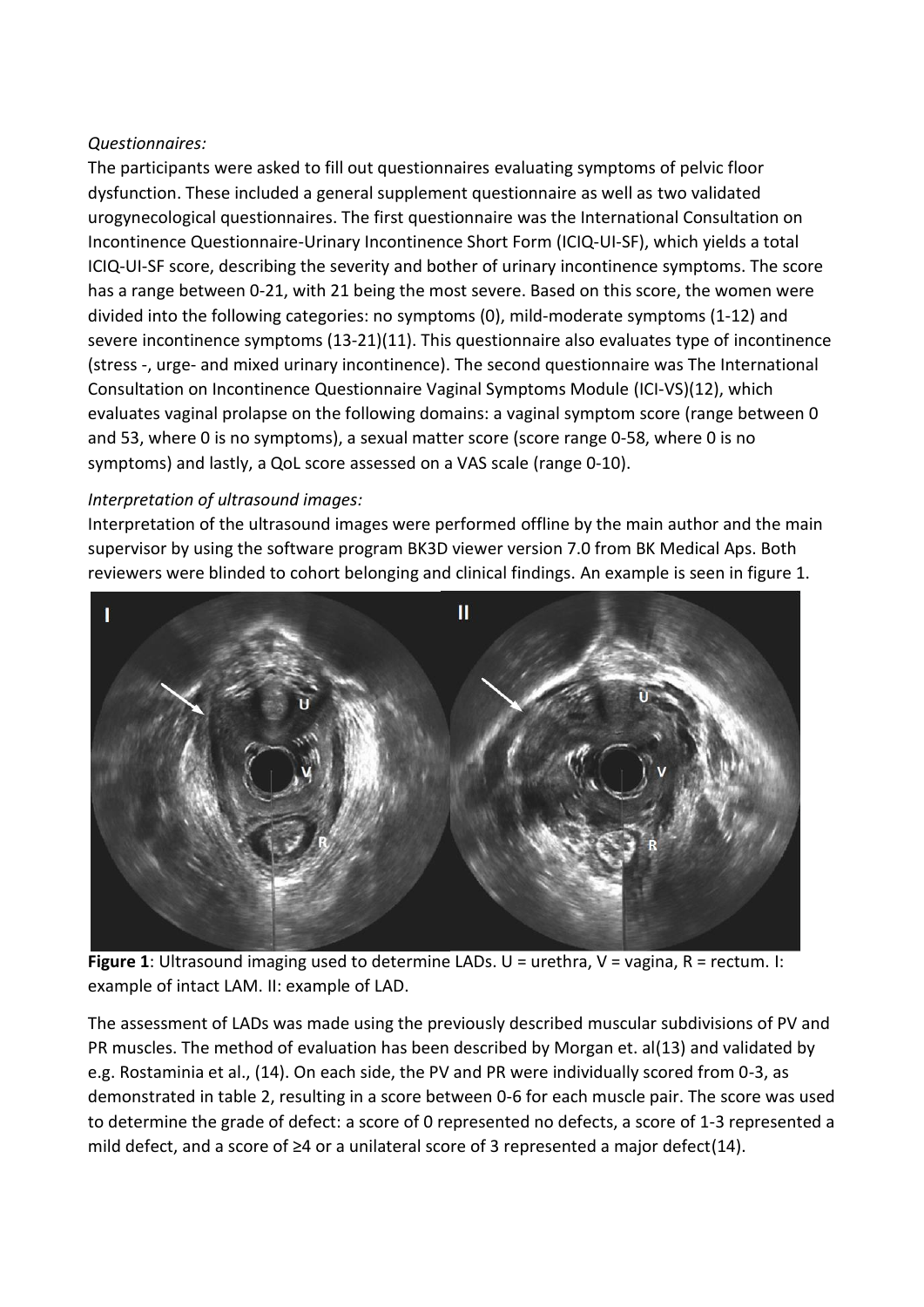*Questionnaires:*

The participants were asked to fill out questionnaires evaluating symptoms of pelvic floor dysfunction. These included a general supplement questionnaire as well as two validated urogynecological questionnaires. The first questionnaire was the International Consultation on Incontinence Questionnaire-Urinary Incontinence Short Form (ICIQ-UI-SF), which yields a total ICIQ-UI-SF score, describing the severity and bother of urinary incontinence symptoms. The score has a range between 0-21, with 21 being the most severe. Based on this score, the women were divided into the following categories: no symptoms (0), mild-moderate symptoms (1-12) and severe incontinence symptoms (13-21)(11). This questionnaire also evaluates type of incontinence (stress -, urge- and mixed urinary incontinence). The second questionnaire was The International Consultation on Incontinence Questionnaire Vaginal Symptoms Module (ICI-VS)(12), which evaluates vaginal prolapse on the following domains: a vaginal symptom score (range between 0 and 53, where 0 is no symptoms), a sexual matter score (score range 0-58, where 0 is no symptoms) and lastly, a QoL score assessed on a VAS scale (range 0-10).

*Interpretation of ultrasound images:*

Interpretation of the ultrasound images were performed offline by the main author and the main supervisor by using the software program BK3D viewer version 7.0 from BK Medical Aps. Both reviewers were blinded to cohort belonging and clinical findings. An example is seen in figure 1.

**Figure 1**: Ultrasound imaging used to determine LADs. U = urethra, V = vagina, R = rectum. I: example of intact LAM. II: example of LAD.

The assessment of LADs was made using the previously described muscular subdivisions of PV and PR muscles. The method of evaluation has been described by Morgan et. al(13) and validated by e.g. Rostaminia et al., (14). On each side, the PV and PR were individually scored from 0-3, as demonstrated in table 2, resulting in a score between 0-6 for each muscle pair. The score was used to determine the grade of defect: a score of 0 represented no defects, a score of 1-3 represented a mild defect, and a score of ≥4 or a unilateral score of 3 represented a major defect(14).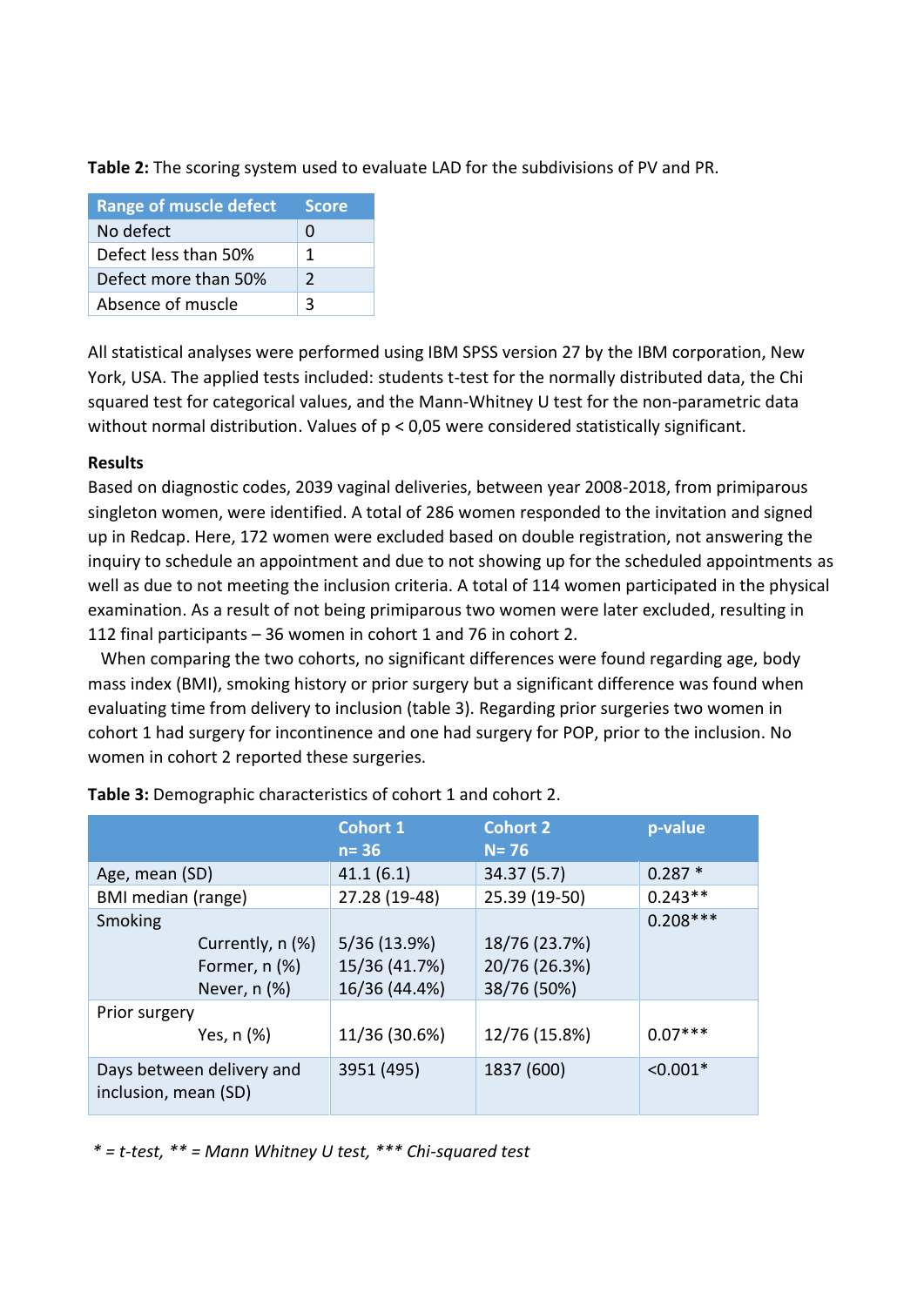**Table 2:** The scoring system used to evaluate LAD for the subdivisions of PV and PR.

| Range of muscle defect | Score |
|---|---|
| No defect | 0 |
| Defect less than 50% | 1 |
| Defect more than 50% | 2 |
| Absence of muscle | 3 |

All statistical analyses were performed using IBM SPSS version 27 by the IBM corporation, New York, USA. The applied tests included: students t-test for the normally distributed data, the Chi squared test for categorical values, and the Mann-Whitney U test for the non-parametric data without normal distribution. Values of $p < 0,05$ were considered statistically significant.

**Results**

Based on diagnostic codes, 2039 vaginal deliveries, between year 2008-2018, from primiparous singleton women, were identified. A total of 286 women responded to the invitation and signed up in Redcap. Here, 172 women were excluded based on double registration, not answering the inquiry to schedule an appointment and due to not showing up for the scheduled appointments as well as due to not meeting the inclusion criteria. A total of 114 women participated in the physical examination. As a result of not being primiparous two women were later excluded, resulting in 112 final participants – 36 women in cohort 1 and 76 in cohort 2.

When comparing the two cohorts, no significant differences were found regarding age, body mass index (BMI), smoking history or prior surgery but a significant difference was found when evaluating time from delivery to inclusion (table 3). Regarding prior surgeries two women in cohort 1 had surgery for incontinence and one had surgery for POP, prior to the inclusion. No women in cohort 2 reported these surgeries.

**Table 3:** Demographic characteristics of cohort 1 and cohort 2.

| | Cohort 1 n= 36 | Cohort 2 N= 76 | p-value |
|---|---|---|---|
| Age, mean (SD) | 41.1 (6.1) | 34.37 (5.7) | 0.287 * |
| BMI median (range) | 27.28 (19-48) | 25.39 (19-50) | 0.243** |
| Smoking | | | 0.208*** |
| Currently, n (%) | 5/36 (13.9%) | 18/76 (23.7%) | |
| Former, n (%) | 15/36 (41.7%) | 20/76 (26.3%) | |
| Never, n (%) | 16/36 (44.4%) | 38/76 (50%) | |
| Prior surgery | | | |
| Yes, n (%) | 11/36 (30.6%) | 12/76 (15.8%) | 0.07*** |
| Days between delivery and inclusion, mean (SD) | 3951 (495) | 1837 (600) | <0.001* |

*\* = t-test, \*\* = Mann Whitney U test, \*\*\* Chi-squared test*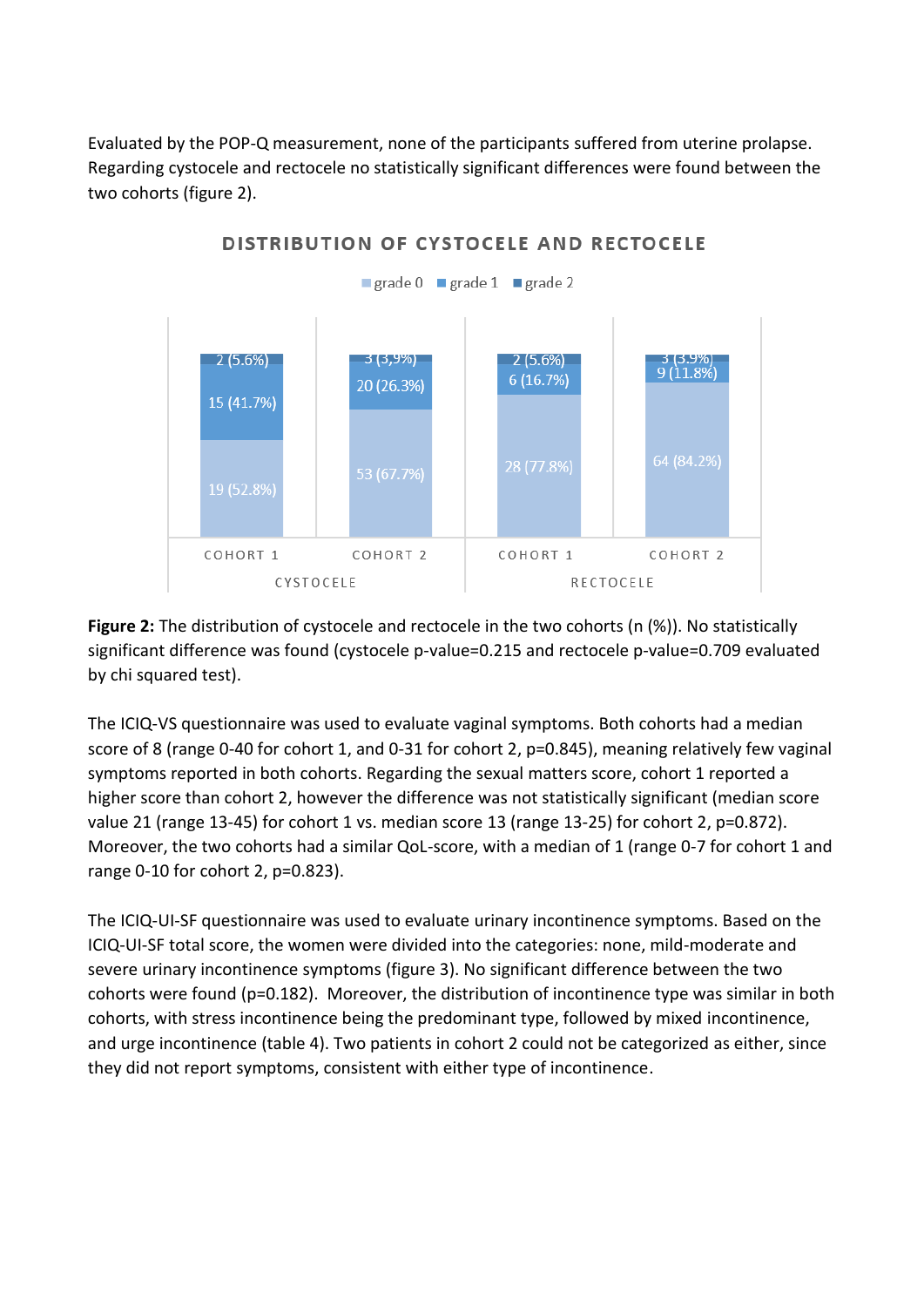Evaluated by the POP-Q measurement, none of the participants suffered from uterine prolapse. Regarding cystocele and rectocele no statistically significant differences were found between the two cohorts (figure 2).

**Figure 2:** The distribution of cystocele and rectocele in the two cohorts (n (%)). No statistically significant difference was found (cystocele p-value=0.215 and rectocele p-value=0.709 evaluated by chi squared test).

The ICIQ-VS questionnaire was used to evaluate vaginal symptoms. Both cohorts had a median score of 8 (range 0-40 for cohort 1, and 0-31 for cohort 2, p=0.845), meaning relatively few vaginal symptoms reported in both cohorts. Regarding the sexual matters score, cohort 1 reported a higher score than cohort 2, however the difference was not statistically significant (median score value 21 (range 13-45) for cohort 1 vs. median score 13 (range 13-25) for cohort 2, p=0.872). Moreover, the two cohorts had a similar QoL-score, with a median of 1 (range 0-7 for cohort 1 and range 0-10 for cohort 2, p=0.823).

The ICIQ-UI-SF questionnaire was used to evaluate urinary incontinence symptoms. Based on the ICIQ-UI-SF total score, the women were divided into the categories: none, mild-moderate and severe urinary incontinence symptoms (figure 3). No significant difference between the two cohorts were found (p=0.182). Moreover, the distribution of incontinence type was similar in both cohorts, with stress incontinence being the predominant type, followed by mixed incontinence, and urge incontinence (table 4). Two patients in cohort 2 could not be categorized as either, since they did not report symptoms, consistent with either type of incontinence.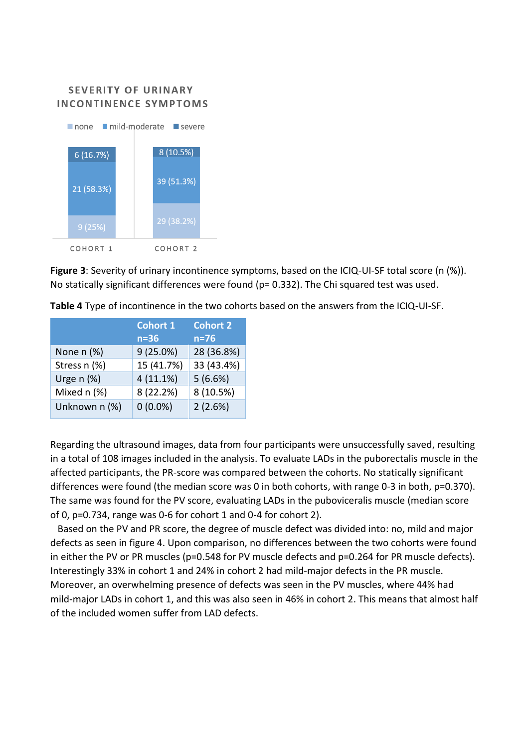**Figure 3**: Severity of urinary incontinence symptoms, based on the ICIQ-UI-SF total score (n (%)). No statically significant differences were found (p= 0.332). The Chi squared test was used.

**Table 4** Type of incontinence in the two cohorts based on the answers from the ICIQ-UI-SF.

| | Cohort 1 n=36 | Cohort 2 n=76 |
|---|---|---|
| None n (%) | 9 (25.0%) | 28 (36.8%) |
| Stress n (%) | 15 (41.7%) | 33 (43.4%) |
| Urge n (%) | 4 (11.1%) | 5 (6.6%) |
| Mixed n (%) | 8 (22.2%) | 8 (10.5%) |
| Unknown n (%) | 0 (0.0%) | 2 (2.6%) |

Regarding the ultrasound images, data from four participants were unsuccessfully saved, resulting in a total of 108 images included in the analysis. To evaluate LADs in the puborectalis muscle in the affected participants, the PR-score was compared between the cohorts. No statically significant differences were found (the median score was 0 in both cohorts, with range 0-3 in both, p=0.370). The same was found for the PV score, evaluating LADs in the puboviceralis muscle (median score of 0, p=0.734, range was 0-6 for cohort 1 and 0-4 for cohort 2).

Based on the PV and PR score, the degree of muscle defect was divided into: no, mild and major defects as seen in figure 4. Upon comparison, no differences between the two cohorts were found in either the PV or PR muscles (p=0.548 for PV muscle defects and p=0.264 for PR muscle defects). Interestingly 33% in cohort 1 and 24% in cohort 2 had mild-major defects in the PR muscle. Moreover, an overwhelming presence of defects was seen in the PV muscles, where 44% had mild-major LADs in cohort 1, and this was also seen in 46% in cohort 2. This means that almost half of the included women suffer from LAD defects.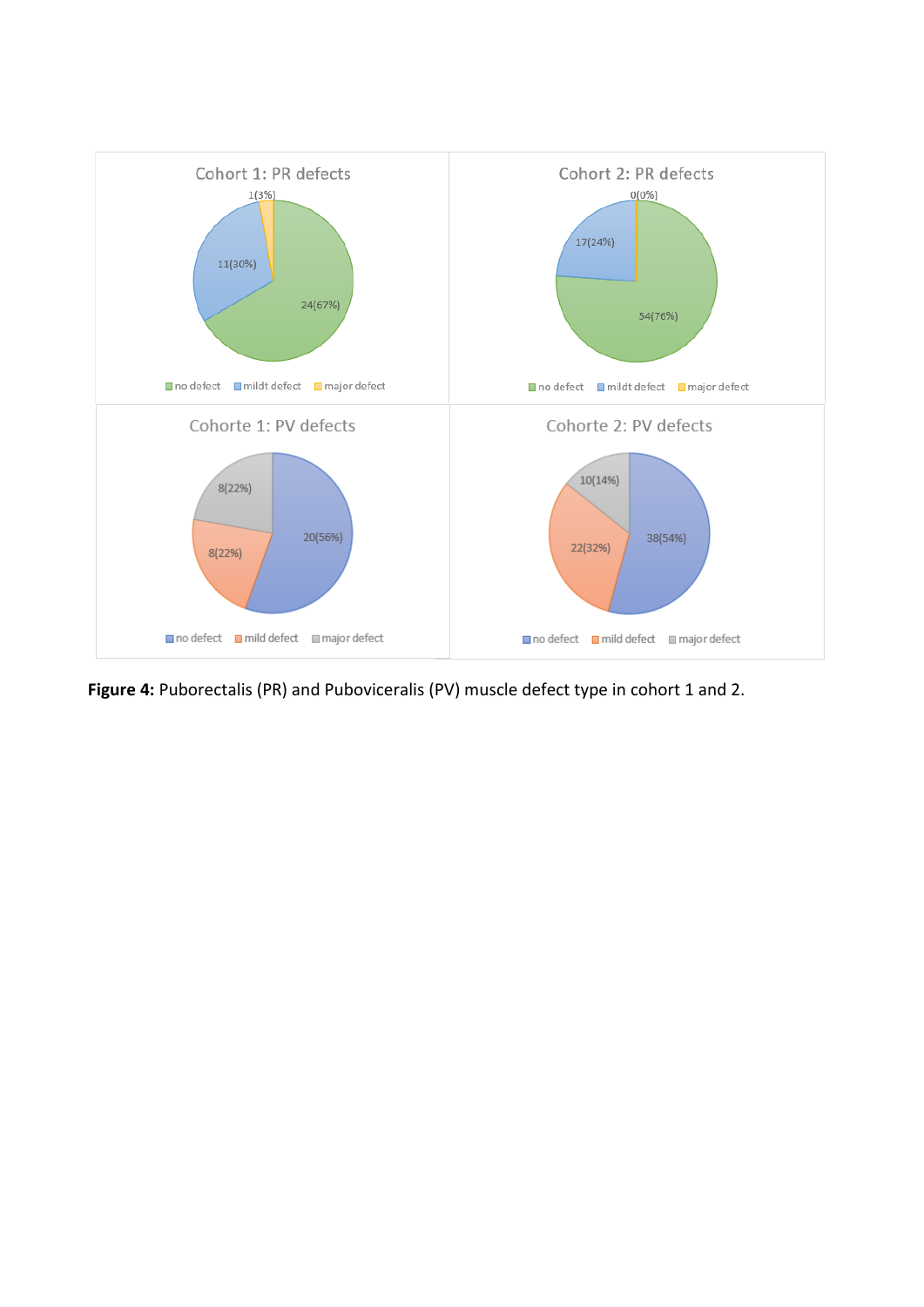**Figure 4:** Puborectalis (PR) and Puboviceralis (PV) muscle defect type in cohort 1 and 2.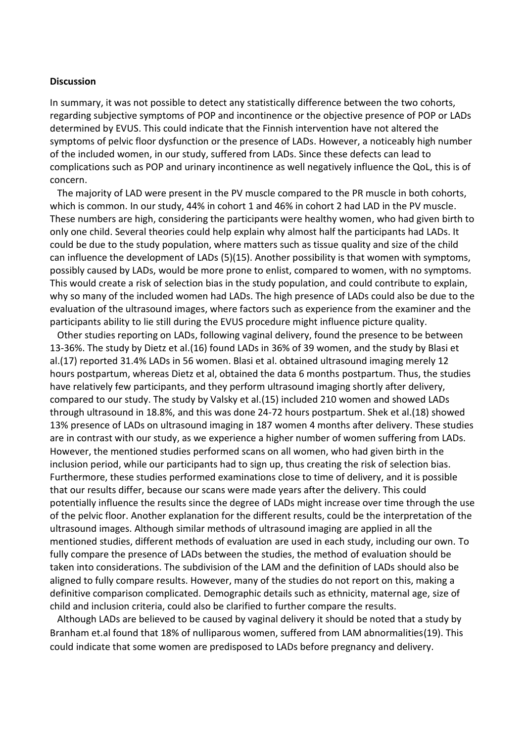**Discussion**

In summary, it was not possible to detect any statistically difference between the two cohorts, regarding subjective symptoms of POP and incontinence or the objective presence of POP or LADs determined by EVUS. This could indicate that the Finnish intervention have not altered the symptoms of pelvic floor dysfunction or the presence of LADs. However, a noticeably high number of the included women, in our study, suffered from LADs. Since these defects can lead to complications such as POP and urinary incontinence as well negatively influence the QoL, this is of concern.

The majority of LAD were present in the PV muscle compared to the PR muscle in both cohorts, which is common. In our study, 44% in cohort 1 and 46% in cohort 2 had LAD in the PV muscle. These numbers are high, considering the participants were healthy women, who had given birth to only one child. Several theories could help explain why almost half the participants had LADs. It could be due to the study population, where matters such as tissue quality and size of the child can influence the development of LADs (5)(15). Another possibility is that women with symptoms, possibly caused by LADs, would be more prone to enlist, compared to women, with no symptoms. This would create a risk of selection bias in the study population, and could contribute to explain, why so many of the included women had LADs. The high presence of LADs could also be due to the evaluation of the ultrasound images, where factors such as experience from the examiner and the participants ability to lie still during the EVUS procedure might influence picture quality.

Other studies reporting on LADs, following vaginal delivery, found the presence to be between 13-36%. The study by Dietz et al.(16) found LADs in 36% of 39 women, and the study by Blasi et al.(17) reported 31.4% LADs in 56 women. Blasi et al. obtained ultrasound imaging merely 12 hours postpartum, whereas Dietz et al, obtained the data 6 months postpartum. Thus, the studies have relatively few participants, and they perform ultrasound imaging shortly after delivery, compared to our study. The study by Valsky et al.(15) included 210 women and showed LADs through ultrasound in 18.8%, and this was done 24-72 hours postpartum. Shek et al.(18) showed 13% presence of LADs on ultrasound imaging in 187 women 4 months after delivery. These studies are in contrast with our study, as we experience a higher number of women suffering from LADs. However, the mentioned studies performed scans on all women, who had given birth in the inclusion period, while our participants had to sign up, thus creating the risk of selection bias. Furthermore, these studies performed examinations close to time of delivery, and it is possible that our results differ, because our scans were made years after the delivery. This could potentially influence the results since the degree of LADs might increase over time through the use of the pelvic floor. Another explanation for the different results, could be the interpretation of the ultrasound images. Although similar methods of ultrasound imaging are applied in all the mentioned studies, different methods of evaluation are used in each study, including our own. To fully compare the presence of LADs between the studies, the method of evaluation should be taken into considerations. The subdivision of the LAM and the definition of LADs should also be aligned to fully compare results. However, many of the studies do not report on this, making a definitive comparison complicated. Demographic details such as ethnicity, maternal age, size of child and inclusion criteria, could also be clarified to further compare the results.

Although LADs are believed to be caused by vaginal delivery it should be noted that a study by Branham et.al found that 18% of nulliparous women, suffered from LAM abnormalities(19). This could indicate that some women are predisposed to LADs before pregnancy and delivery.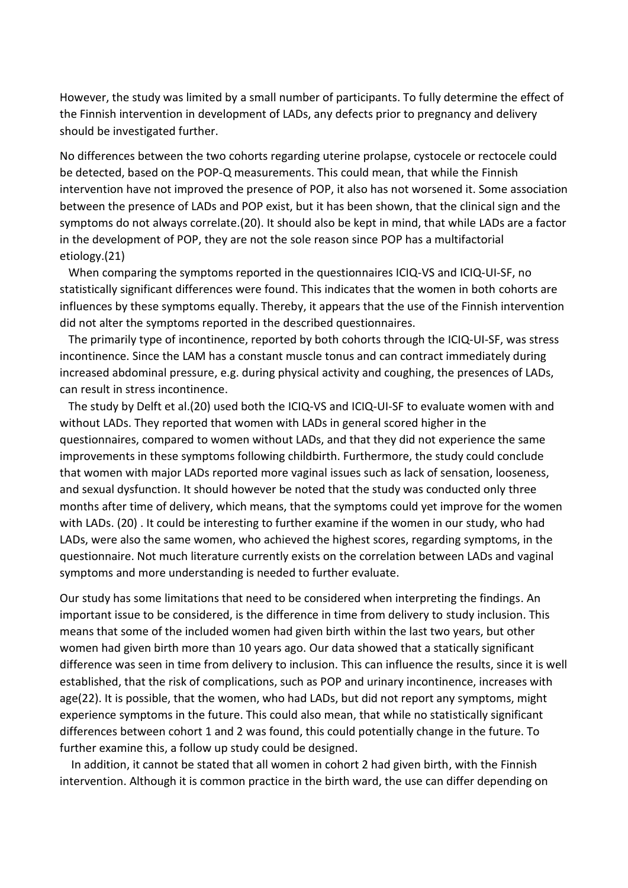However, the study was limited by a small number of participants. To fully determine the effect of the Finnish intervention in development of LADs, any defects prior to pregnancy and delivery should be investigated further.

No differences between the two cohorts regarding uterine prolapse, cystocele or rectocele could be detected, based on the POP-Q measurements. This could mean, that while the Finnish intervention have not improved the presence of POP, it also has not worsened it. Some association between the presence of LADs and POP exist, but it has been shown, that the clinical sign and the symptoms do not always correlate.(20). It should also be kept in mind, that while LADs are a factor in the development of POP, they are not the sole reason since POP has a multifactorial etiology.(21)

When comparing the symptoms reported in the questionnaires ICIQ-VS and ICIQ-UI-SF, no statistically significant differences were found. This indicates that the women in both cohorts are influences by these symptoms equally. Thereby, it appears that the use of the Finnish intervention did not alter the symptoms reported in the described questionnaires.

The primarily type of incontinence, reported by both cohorts through the ICIQ-UI-SF, was stress incontinence. Since the LAM has a constant muscle tonus and can contract immediately during increased abdominal pressure, e.g. during physical activity and coughing, the presences of LADs, can result in stress incontinence.

The study by Delft et al.(20) used both the ICIQ-VS and ICIQ-UI-SF to evaluate women with and without LADs. They reported that women with LADs in general scored higher in the questionnaires, compared to women without LADs, and that they did not experience the same improvements in these symptoms following childbirth. Furthermore, the study could conclude that women with major LADs reported more vaginal issues such as lack of sensation, looseness, and sexual dysfunction. It should however be noted that the study was conducted only three months after time of delivery, which means, that the symptoms could yet improve for the women with LADs. (20) . It could be interesting to further examine if the women in our study, who had LADs, were also the same women, who achieved the highest scores, regarding symptoms, in the questionnaire. Not much literature currently exists on the correlation between LADs and vaginal symptoms and more understanding is needed to further evaluate.

Our study has some limitations that need to be considered when interpreting the findings. An important issue to be considered, is the difference in time from delivery to study inclusion. This means that some of the included women had given birth within the last two years, but other women had given birth more than 10 years ago. Our data showed that a statically significant difference was seen in time from delivery to inclusion. This can influence the results, since it is well established, that the risk of complications, such as POP and urinary incontinence, increases with age(22). It is possible, that the women, who had LADs, but did not report any symptoms, might experience symptoms in the future. This could also mean, that while no statistically significant differences between cohort 1 and 2 was found, this could potentially change in the future. To further examine this, a follow up study could be designed.

In addition, it cannot be stated that all women in cohort 2 had given birth, with the Finnish intervention. Although it is common practice in the birth ward, the use can differ depending on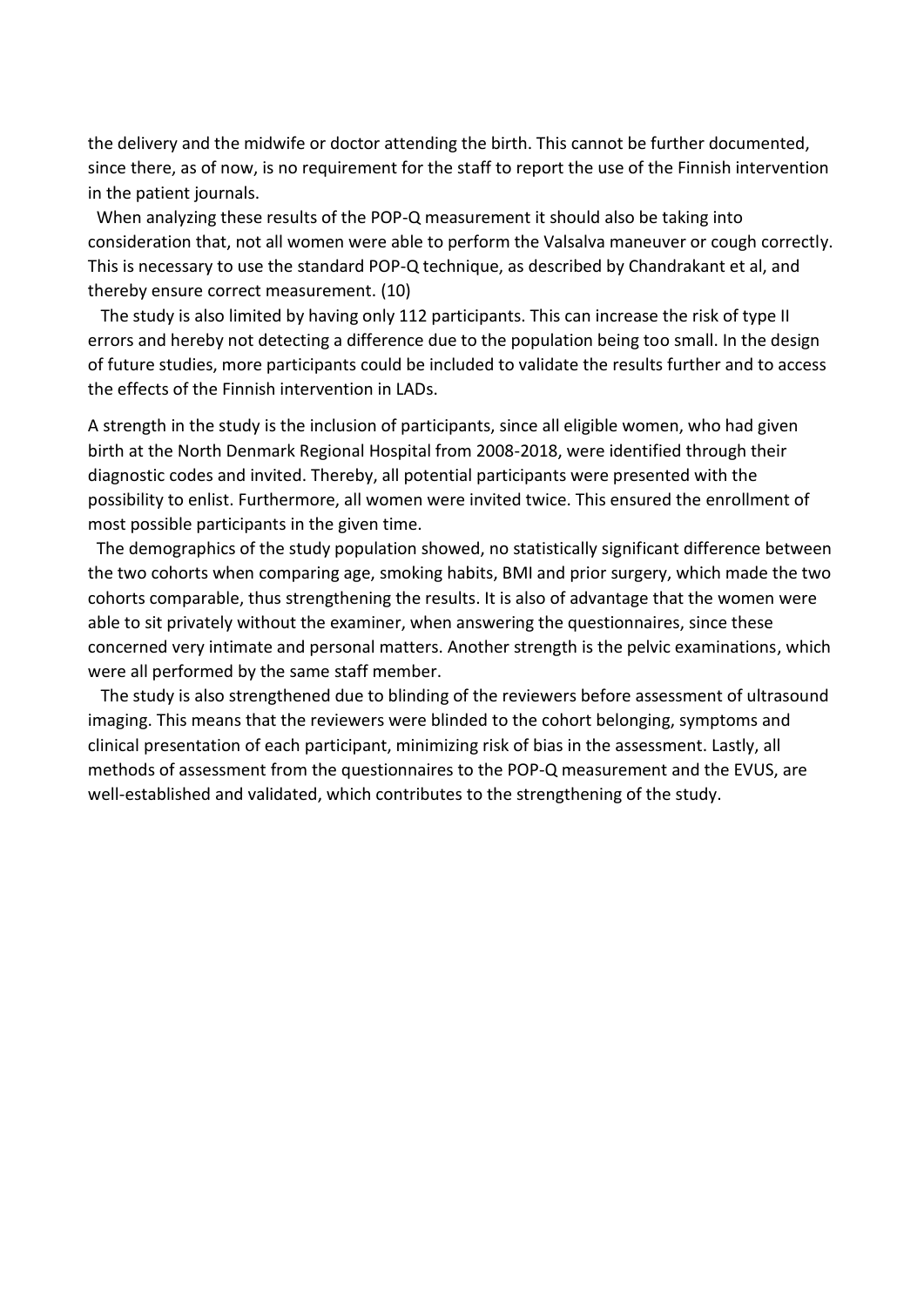the delivery and the midwife or doctor attending the birth. This cannot be further documented, since there, as of now, is no requirement for the staff to report the use of the Finnish intervention in the patient journals.

When analyzing these results of the POP-Q measurement it should also be taking into consideration that, not all women were able to perform the Valsalva maneuver or cough correctly. This is necessary to use the standard POP-Q technique, as described by Chandrakant et al, and thereby ensure correct measurement. (10)

The study is also limited by having only 112 participants. This can increase the risk of type II errors and hereby not detecting a difference due to the population being too small. In the design of future studies, more participants could be included to validate the results further and to access the effects of the Finnish intervention in LADs.

A strength in the study is the inclusion of participants, since all eligible women, who had given birth at the North Denmark Regional Hospital from 2008-2018, were identified through their diagnostic codes and invited. Thereby, all potential participants were presented with the possibility to enlist. Furthermore, all women were invited twice. This ensured the enrollment of most possible participants in the given time.

The demographics of the study population showed, no statistically significant difference between the two cohorts when comparing age, smoking habits, BMI and prior surgery, which made the two cohorts comparable, thus strengthening the results. It is also of advantage that the women were able to sit privately without the examiner, when answering the questionnaires, since these concerned very intimate and personal matters. Another strength is the pelvic examinations, which were all performed by the same staff member.

The study is also strengthened due to blinding of the reviewers before assessment of ultrasound imaging. This means that the reviewers were blinded to the cohort belonging, symptoms and clinical presentation of each participant, minimizing risk of bias in the assessment. Lastly, all methods of assessment from the questionnaires to the POP-Q measurement and the EVUS, are well-established and validated, which contributes to the strengthening of the study.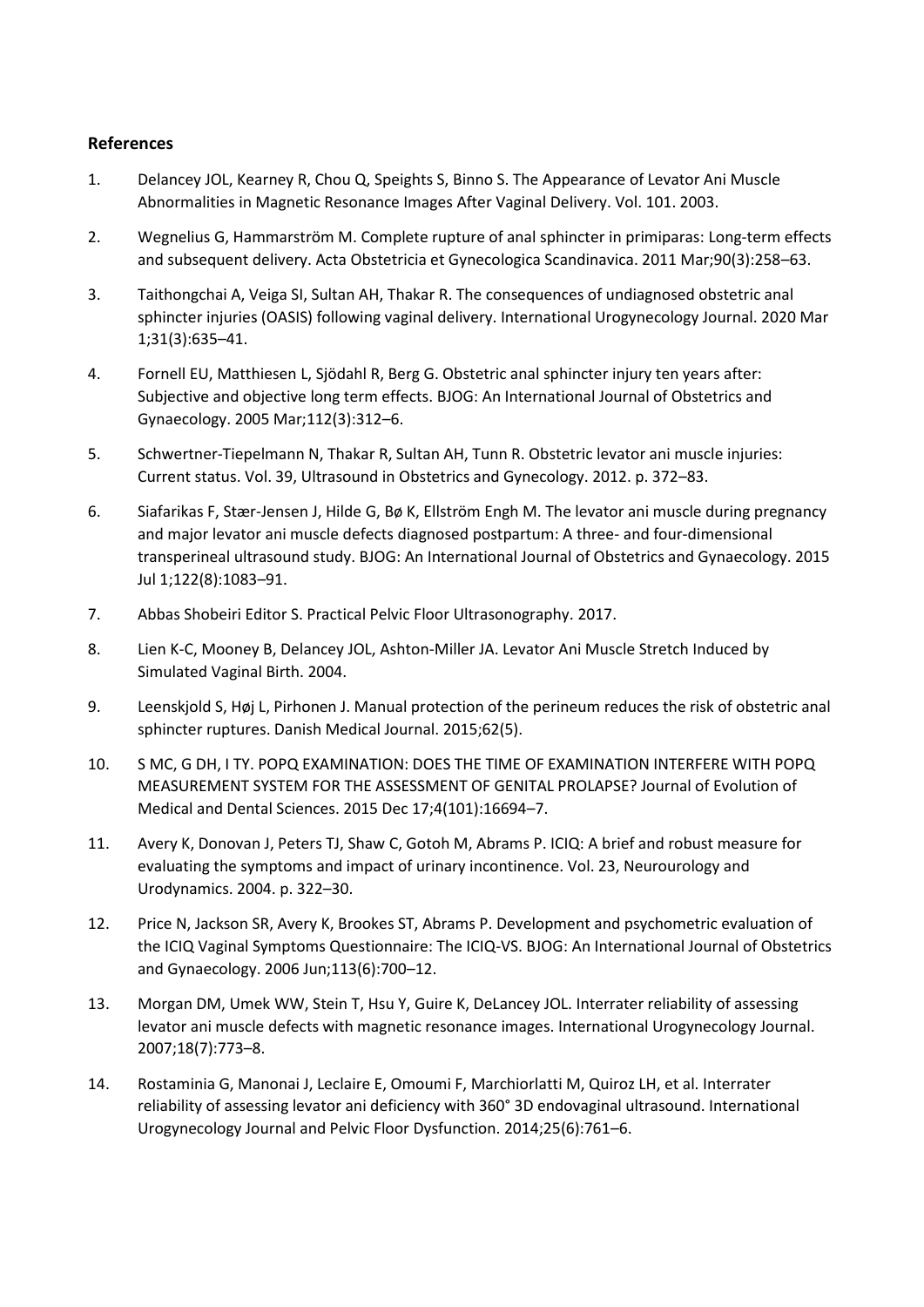## References

1. Delancey JOL, Kearney R, Chou Q, Speights S, Binno S. The Appearance of Levator Ani Muscle Abnormalities in Magnetic Resonance Images After Vaginal Delivery. Vol. 101. 2003.
2. Wegnelius G, Hammarström M. Complete rupture of anal sphincter in primiparas: Long-term effects and subsequent delivery. Acta Obstetricia et Gynecologica Scandinavica. 2011 Mar;90(3):258–63.
3. Taithongchai A, Veiga SI, Sultan AH, Thakar R. The consequences of undiagnosed obstetric anal sphincter injuries (OASIS) following vaginal delivery. International Urogynecology Journal. 2020 Mar 1;31(3):635–41.
4. Fornell EU, Matthiesen L, Sjödahl R, Berg G. Obstetric anal sphincter injury ten years after: Subjective and objective long term effects. BJOG: An International Journal of Obstetrics and Gynaecology. 2005 Mar;112(3):312–6.
5. Schwertner-Tiepelmann N, Thakar R, Sultan AH, Tunn R. Obstetric levator ani muscle injuries: Current status. Vol. 39, Ultrasound in Obstetrics and Gynecology. 2012. p. 372–83.
6. Siafarikas F, Stær-Jensen J, Hilde G, Bø K, Ellström Engh M. The levator ani muscle during pregnancy and major levator ani muscle defects diagnosed postpartum: A three- and four-dimensional transperineal ultrasound study. BJOG: An International Journal of Obstetrics and Gynaecology. 2015 Jul 1;122(8):1083–91.
7. Abbas Shobeiri Editor S. Practical Pelvic Floor Ultrasonography. 2017.
8. Lien K-C, Mooney B, Delancey JOL, Ashton-Miller JA. Levator Ani Muscle Stretch Induced by Simulated Vaginal Birth. 2004.
9. Leenskjold S, Høj L, Pirhonen J. Manual protection of the perineum reduces the risk of obstetric anal sphincter ruptures. Danish Medical Journal. 2015;62(5).
10. S MC, G DH, I TY. POPQ EXAMINATION: DOES THE TIME OF EXAMINATION INTERFERE WITH POPQ MEASUREMENT SYSTEM FOR THE ASSESSMENT OF GENITAL PROLAPSE? Journal of Evolution of Medical and Dental Sciences. 2015 Dec 17;4(101):16694–7.
11. Avery K, Donovan J, Peters TJ, Shaw C, Gotoh M, Abrams P. ICIQ: A brief and robust measure for evaluating the symptoms and impact of urinary incontinence. Vol. 23, Neurourology and Urodynamics. 2004. p. 322–30.
12. Price N, Jackson SR, Avery K, Brookes ST, Abrams P. Development and psychometric evaluation of the ICIQ Vaginal Symptoms Questionnaire: The ICIQ-VS. BJOG: An International Journal of Obstetrics and Gynaecology. 2006 Jun;113(6):700–12.
13. Morgan DM, Umek WW, Stein T, Hsu Y, Guire K, DeLancey JOL. Interrater reliability of assessing levator ani muscle defects with magnetic resonance images. International Urogynecology Journal. 2007;18(7):773–8.
14. Rostaminia G, Manonai J, Leclaire E, Omoumi F, Marchiorlatti M, Quiroz LH, et al. Interrater reliability of assessing levator ani deficiency with 360° 3D endovaginal ultrasound. International Urogynecology Journal and Pelvic Floor Dysfunction. 2014;25(6):761–6.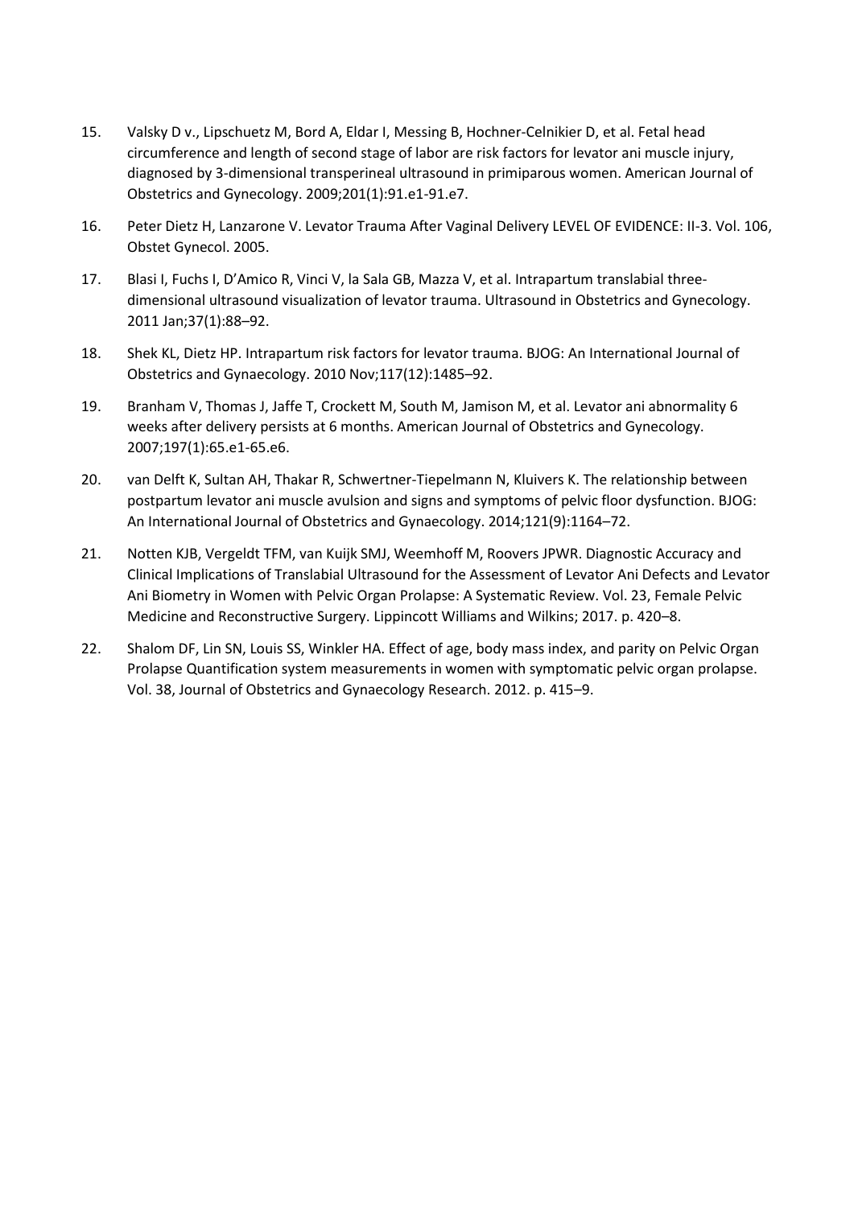15. Valsky D v., Lipschuetz M, Bord A, Eldar I, Messing B, Hochner-Celnikier D, et al. Fetal head circumference and length of second stage of labor are risk factors for levator ani muscle injury, diagnosed by 3-dimensional transperineal ultrasound in primiparous women. American Journal of Obstetrics and Gynecology. 2009;201(1):91.e1-91.e7.

16. Peter Dietz H, Lanzarone V. Levator Trauma After Vaginal Delivery LEVEL OF EVIDENCE: II-3. Vol. 106, Obstet Gynecol. 2005.

17. Blasi I, Fuchs I, D'Amico R, Vinci V, la Sala GB, Mazza V, et al. Intrapartum translabial three-dimensional ultrasound visualization of levator trauma. Ultrasound in Obstetrics and Gynecology. 2011 Jan;37(1):88–92.

18. Shek KL, Dietz HP. Intrapartum risk factors for levator trauma. BJOG: An International Journal of Obstetrics and Gynaecology. 2010 Nov;117(12):1485–92.

19. Branham V, Thomas J, Jaffe T, Crockett M, South M, Jamison M, et al. Levator ani abnormality 6 weeks after delivery persists at 6 months. American Journal of Obstetrics and Gynecology. 2007;197(1):65.e1-65.e6.

20. van Delft K, Sultan AH, Thakar R, Schwertner-Tiepelmann N, Kluivers K. The relationship between postpartum levator ani muscle avulsion and signs and symptoms of pelvic floor dysfunction. BJOG: An International Journal of Obstetrics and Gynaecology. 2014;121(9):1164–72.

21. Notten KJB, Vergeldt TFM, van Kuijk SMJ, Weemhoff M, Roovers JPWR. Diagnostic Accuracy and Clinical Implications of Translabial Ultrasound for the Assessment of Levator Ani Defects and Levator Ani Biometry in Women with Pelvic Organ Prolapse: A Systematic Review. Vol. 23, Female Pelvic Medicine and Reconstructive Surgery. Lippincott Williams and Wilkins; 2017. p. 420–8.

22. Shalom DF, Lin SN, Louis SS, Winkler HA. Effect of age, body mass index, and parity on Pelvic Organ Prolapse Quantification system measurements in women with symptomatic pelvic organ prolapse. Vol. 38, Journal of Obstetrics and Gynaecology Research. 2012. p. 415–9.